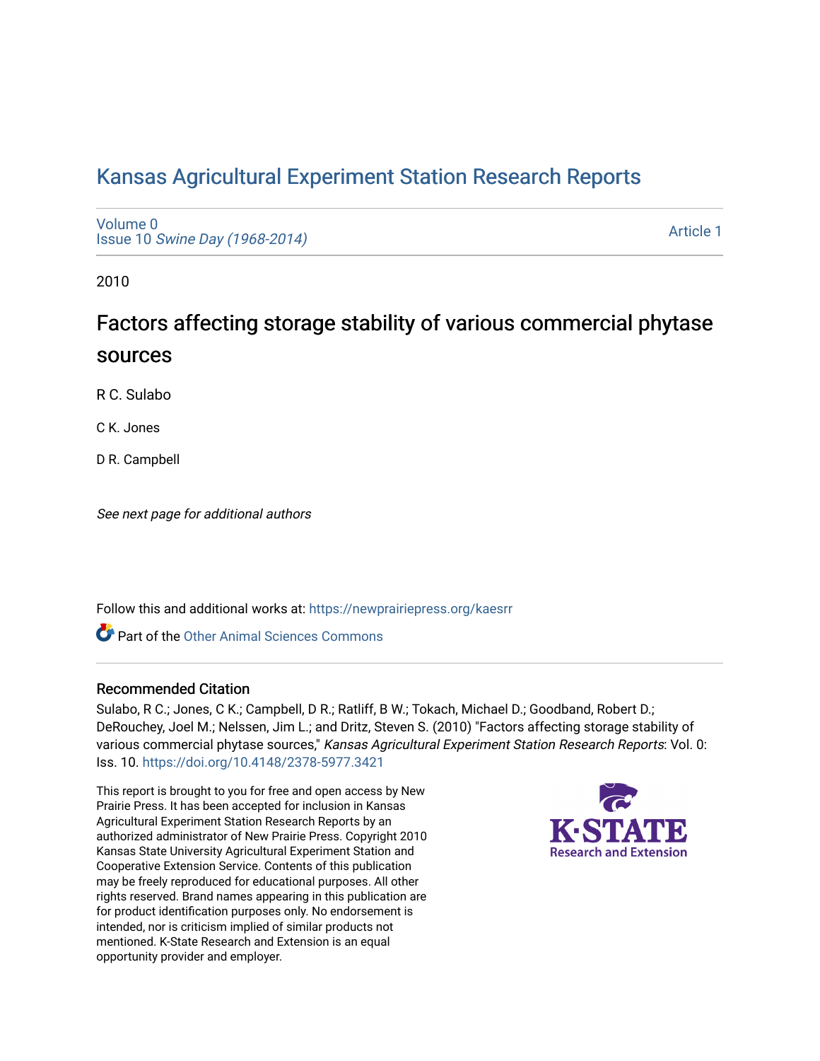# Kansas Agricultural Experiment Station Research Reports

Volume 0
Issue 10 *Swine Day (1968-2014)*

Article 1

2010

## Factors affecting storage stability of various commercial phytase sources

R C. Sulabo

C K. Jones

D R. Campbell

*See next page for additional authors*

Follow this and additional works at: https://newprairiepress.org/kaesrr

Part of the Other Animal Sciences Commons

### Recommended Citation

Sulabo, R C.; Jones, C K.; Campbell, D R.; Ratliff, B W.; Tokach, Michael D.; Goodband, Robert D.; DeRouchey, Joel M.; Nelssen, Jim L.; and Dritz, Steven S. (2010) "Factors affecting storage stability of various commercial phytase sources," *Kansas Agricultural Experiment Station Research Reports*: Vol. 0: Iss. 10. https://doi.org/10.4148/2378-5977.3421

This report is brought to you for free and open access by New Prairie Press. It has been accepted for inclusion in Kansas Agricultural Experiment Station Research Reports by an authorized administrator of New Prairie Press. Copyright 2010 Kansas State University Agricultural Experiment Station and Cooperative Extension Service. Contents of this publication may be freely reproduced for educational purposes. All other rights reserved. Brand names appearing in this publication are for product identification purposes only. No endorsement is intended, nor is criticism implied of similar products not mentioned. K-State Research and Extension is an equal opportunity provider and employer.

K·STATE Research and Extension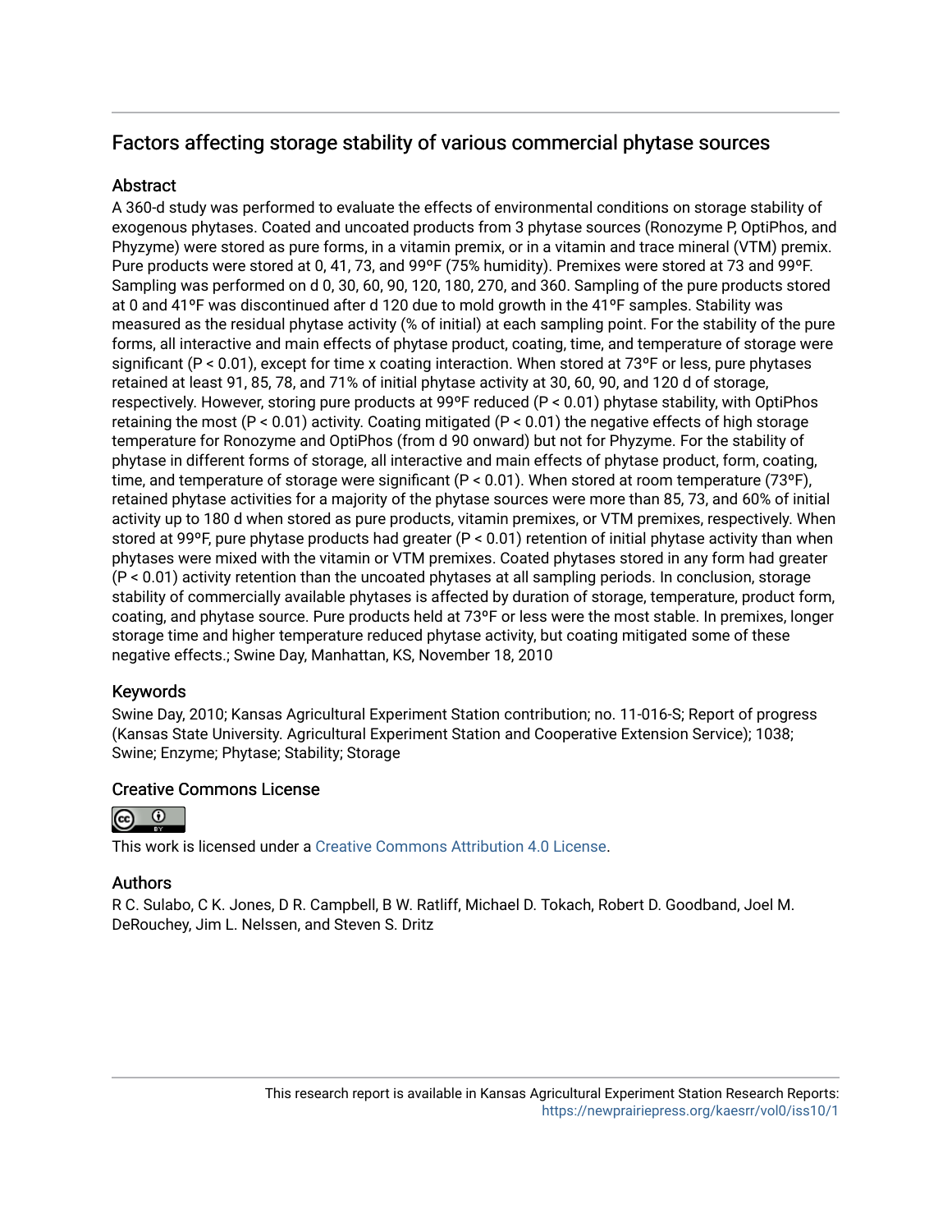## Factors affecting storage stability of various commercial phytase sources

### Abstract

A 360-d study was performed to evaluate the effects of environmental conditions on storage stability of exogenous phytases. Coated and uncoated products from 3 phytase sources (Ronozyme P, OptiPhos, and Phyzyme) were stored as pure forms, in a vitamin premix, or in a vitamin and trace mineral (VTM) premix. Pure products were stored at 0, 41, 73, and 99ºF (75% humidity). Premixes were stored at 73 and 99ºF. Sampling was performed on d 0, 30, 60, 90, 120, 180, 270, and 360. Sampling of the pure products stored at 0 and 41ºF was discontinued after d 120 due to mold growth in the 41ºF samples. Stability was measured as the residual phytase activity (% of initial) at each sampling point. For the stability of the pure forms, all interactive and main effects of phytase product, coating, time, and temperature of storage were significant ($P < 0.01$), except for time x coating interaction. When stored at 73ºF or less, pure phytases retained at least 91, 85, 78, and 71% of initial phytase activity at 30, 60, 90, and 120 d of storage, respectively. However, storing pure products at 99ºF reduced ($P < 0.01$) phytase stability, with OptiPhos retaining the most ($P < 0.01$) activity. Coating mitigated ($P < 0.01$) the negative effects of high storage temperature for Ronozyme and OptiPhos (from d 90 onward) but not for Phyzyme. For the stability of phytase in different forms of storage, all interactive and main effects of phytase product, form, coating, time, and temperature of storage were significant ($P < 0.01$). When stored at room temperature (73ºF), retained phytase activities for a majority of the phytase sources were more than 85, 73, and 60% of initial activity up to 180 d when stored as pure products, vitamin premixes, or VTM premixes, respectively. When stored at 99ºF, pure phytase products had greater ($P < 0.01$) retention of initial phytase activity than when phytases were mixed with the vitamin or VTM premixes. Coated phytases stored in any form had greater ($P < 0.01$) activity retention than the uncoated phytases at all sampling periods. In conclusion, storage stability of commercially available phytases is affected by duration of storage, temperature, product form, coating, and phytase source. Pure products held at 73ºF or less were the most stable. In premixes, longer storage time and higher temperature reduced phytase activity, but coating mitigated some of these negative effects.; Swine Day, Manhattan, KS, November 18, 2010

### Keywords

Swine Day, 2010; Kansas Agricultural Experiment Station contribution; no. 11-016-S; Report of progress (Kansas State University. Agricultural Experiment Station and Cooperative Extension Service); 1038; Swine; Enzyme; Phytase; Stability; Storage

### Creative Commons License

This work is licensed under a Creative Commons Attribution 4.0 License.

### Authors

R C. Sulabo, C K. Jones, D R. Campbell, B W. Ratliff, Michael D. Tokach, Robert D. Goodband, Joel M. DeRouchey, Jim L. Nelssen, and Steven S. Dritz

This research report is available in Kansas Agricultural Experiment Station Research Reports: https://newprairiepress.org/kaesrr/vol0/iss10/1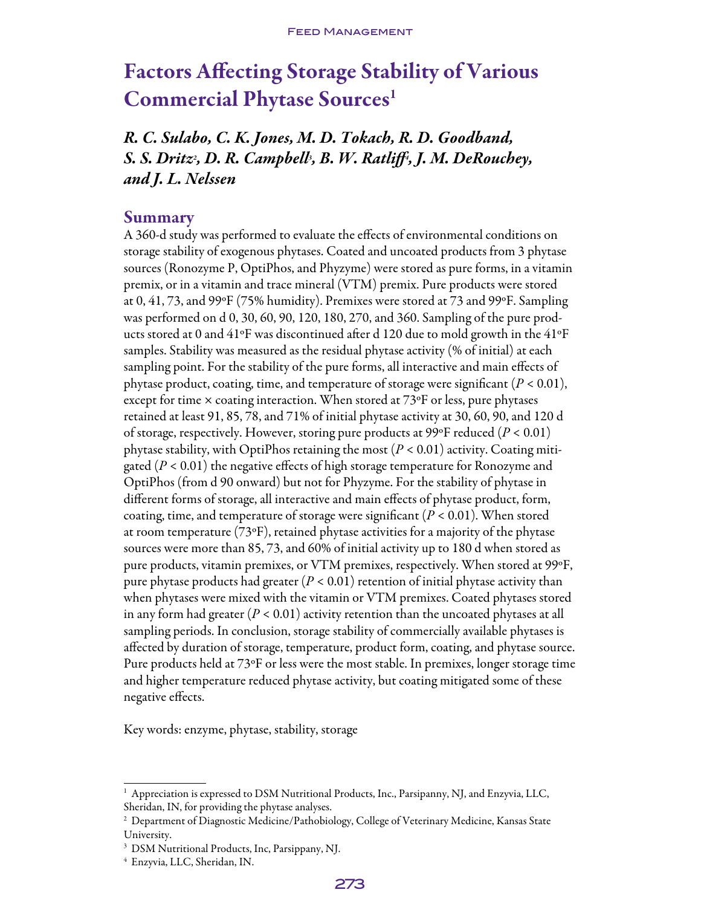# Factors Affecting Storage Stability of Various Commercial Phytase Sources[1]

*R. C. Sulabo, C. K. Jones, M. D. Tokach, R. D. Goodband, S. S. Dritz[2], D. R. Campbell[3], B. W. Ratliff[4], J. M. DeRouchey, and J. L. Nelssen*

## Summary

A 360-d study was performed to evaluate the effects of environmental conditions on storage stability of exogenous phytases. Coated and uncoated products from 3 phytase sources (Ronozyme P, OptiPhos, and Phyzyme) were stored as pure forms, in a vitamin premix, or in a vitamin and trace mineral (VTM) premix. Pure products were stored at 0, 41, 73, and 99°F (75% humidity). Premixes were stored at 73 and 99°F. Sampling was performed on d 0, 30, 60, 90, 120, 180, 270, and 360. Sampling of the pure products stored at 0 and 41°F was discontinued after d 120 due to mold growth in the 41°F samples. Stability was measured as the residual phytase activity (% of initial) at each sampling point. For the stability of the pure forms, all interactive and main effects of phytase product, coating, time, and temperature of storage were significant ($P < 0.01$), except for time × coating interaction. When stored at 73°F or less, pure phytases retained at least 91, 85, 78, and 71% of initial phytase activity at 30, 60, 90, and 120 d of storage, respectively. However, storing pure products at 99°F reduced ($P < 0.01$) phytase stability, with OptiPhos retaining the most ($P < 0.01$) activity. Coating mitigated ($P < 0.01$) the negative effects of high storage temperature for Ronozyme and OptiPhos (from d 90 onward) but not for Phyzyme. For the stability of phytase in different forms of storage, all interactive and main effects of phytase product, form, coating, time, and temperature of storage were significant ($P < 0.01$). When stored at room temperature (73°F), retained phytase activities for a majority of the phytase sources were more than 85, 73, and 60% of initial activity up to 180 d when stored as pure products, vitamin premixes, or VTM premixes, respectively. When stored at 99°F, pure phytase products had greater ($P < 0.01$) retention of initial phytase activity than when phytases were mixed with the vitamin or VTM premixes. Coated phytases stored in any form had greater ($P < 0.01$) activity retention than the uncoated phytases at all sampling periods. In conclusion, storage stability of commercially available phytases is affected by duration of storage, temperature, product form, coating, and phytase source. Pure products held at 73°F or less were the most stable. In premixes, longer storage time and higher temperature reduced phytase activity, but coating mitigated some of these negative effects.

Key words: enzyme, phytase, stability, storage

---

[1] Appreciation is expressed to DSM Nutritional Products, Inc., Parsipanny, NJ, and Enzyvia, LLC, Sheridan, IN, for providing the phytase analyses.

[2] Department of Diagnostic Medicine/Pathobiology, College of Veterinary Medicine, Kansas State University.

[3] DSM Nutritional Products, Inc, Parsippany, NJ.

[4] Enzyvia, LLC, Sheridan, IN.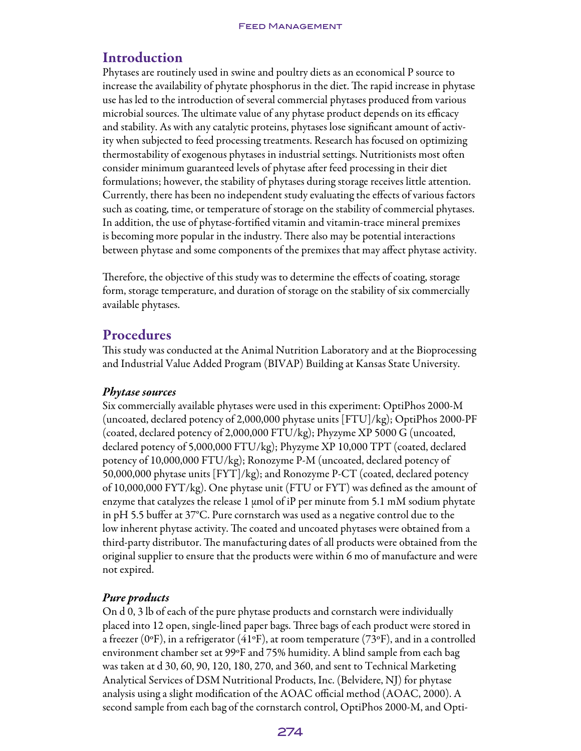## Introduction

Phytases are routinely used in swine and poultry diets as an economical P source to increase the availability of phytate phosphorus in the diet. The rapid increase in phytase use has led to the introduction of several commercial phytases produced from various microbial sources. The ultimate value of any phytase product depends on its efficacy and stability. As with any catalytic proteins, phytases lose significant amount of activity when subjected to feed processing treatments. Research has focused on optimizing thermostability of exogenous phytases in industrial settings. Nutritionists most often consider minimum guaranteed levels of phytase after feed processing in their diet formulations; however, the stability of phytases during storage receives little attention. Currently, there has been no independent study evaluating the effects of various factors such as coating, time, or temperature of storage on the stability of commercial phytases. In addition, the use of phytase-fortified vitamin and vitamin-trace mineral premixes is becoming more popular in the industry. There also may be potential interactions between phytase and some components of the premixes that may affect phytase activity.

Therefore, the objective of this study was to determine the effects of coating, storage form, storage temperature, and duration of storage on the stability of six commercially available phytases.

## Procedures

This study was conducted at the Animal Nutrition Laboratory and at the Bioprocessing and Industrial Value Added Program (BIVAP) Building at Kansas State University.

### *Phytase sources*

Six commercially available phytases were used in this experiment: OptiPhos 2000-M (uncoated, declared potency of 2,000,000 phytase units [FTU]/kg); OptiPhos 2000-PF (coated, declared potency of 2,000,000 FTU/kg); Phyzyme XP 5000 G (uncoated, declared potency of 5,000,000 FTU/kg); Phyzyme XP 10,000 TPT (coated, declared potency of 10,000,000 FTU/kg); Ronozyme P-M (uncoated, declared potency of 50,000,000 phytase units [FYT]/kg); and Ronozyme P-CT (coated, declared potency of 10,000,000 FYT/kg). One phytase unit (FTU or FYT) was defined as the amount of enzyme that catalyzes the release 1 μmol of iP per minute from 5.1 mM sodium phytate in pH 5.5 buffer at 37°C. Pure cornstarch was used as a negative control due to the low inherent phytase activity. The coated and uncoated phytases were obtained from a third-party distributor. The manufacturing dates of all products were obtained from the original supplier to ensure that the products were within 6 mo of manufacture and were not expired.

### *Pure products*

On d 0, 3 lb of each of the pure phytase products and cornstarch were individually placed into 12 open, single-lined paper bags. Three bags of each product were stored in a freezer (0°F), in a refrigerator (41°F), at room temperature (73°F), and in a controlled environment chamber set at 99°F and 75% humidity. A blind sample from each bag was taken at d 30, 60, 90, 120, 180, 270, and 360, and sent to Technical Marketing Analytical Services of DSM Nutritional Products, Inc. (Belvidere, NJ) for phytase analysis using a slight modification of the AOAC official method (AOAC, 2000). A second sample from each bag of the cornstarch control, OptiPhos 2000-M, and Opti-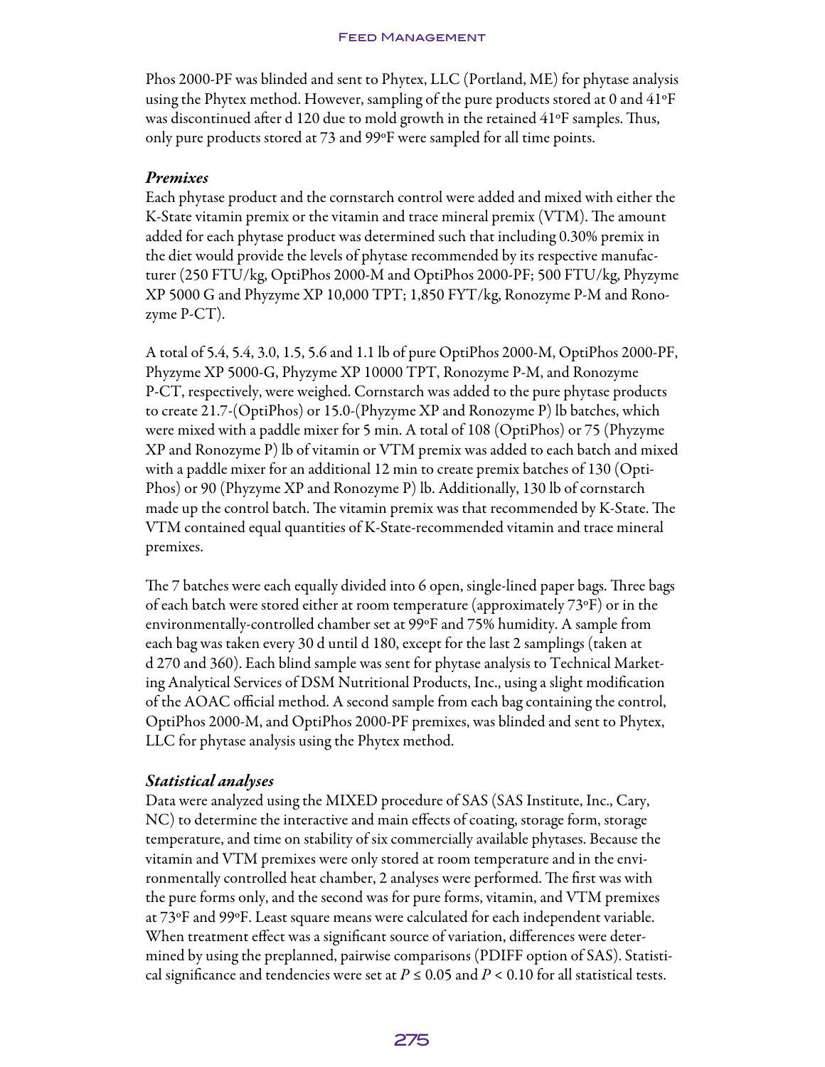Phos 2000-PF was blinded and sent to Phytex, LLC (Portland, ME) for phytase analysis using the Phytex method. However, sampling of the pure products stored at 0 and 41°F was discontinued after d 120 due to mold growth in the retained 41°F samples. Thus, only pure products stored at 73 and 99°F were sampled for all time points.

### *Premixes*

Each phytase product and the cornstarch control were added and mixed with either the K-State vitamin premix or the vitamin and trace mineral premix (VTM). The amount added for each phytase product was determined such that including 0.30% premix in the diet would provide the levels of phytase recommended by its respective manufacturer (250 FTU/kg, OptiPhos 2000-M and OptiPhos 2000-PF; 500 FTU/kg, Phyzyme XP 5000 G and Phyzyme XP 10,000 TPT; 1,850 FYT/kg, Ronozyme P-M and Ronozyme P-CT).

A total of 5.4, 5.4, 3.0, 1.5, 5.6 and 1.1 lb of pure OptiPhos 2000-M, OptiPhos 2000-PF, Phyzyme XP 5000-G, Phyzyme XP 10000 TPT, Ronozyme P-M, and Ronozyme P-CT, respectively, were weighed. Cornstarch was added to the pure phytase products to create 21.7-(OptiPhos) or 15.0-(Phyzyme XP and Ronozyme P) lb batches, which were mixed with a paddle mixer for 5 min. A total of 108 (OptiPhos) or 75 (Phyzyme XP and Ronozyme P) lb of vitamin or VTM premix was added to each batch and mixed with a paddle mixer for an additional 12 min to create premix batches of 130 (OptiPhos) or 90 (Phyzyme XP and Ronozyme P) lb. Additionally, 130 lb of cornstarch made up the control batch. The vitamin premix was that recommended by K-State. The VTM contained equal quantities of K-State-recommended vitamin and trace mineral premixes.

The 7 batches were each equally divided into 6 open, single-lined paper bags. Three bags of each batch were stored either at room temperature (approximately 73°F) or in the environmentally-controlled chamber set at 99°F and 75% humidity. A sample from each bag was taken every 30 d until d 180, except for the last 2 samplings (taken at d 270 and 360). Each blind sample was sent for phytase analysis to Technical Marketing Analytical Services of DSM Nutritional Products, Inc., using a slight modification of the AOAC official method. A second sample from each bag containing the control, OptiPhos 2000-M, and OptiPhos 2000-PF premixes, was blinded and sent to Phytex, LLC for phytase analysis using the Phytex method.

### *Statistical analyses*

Data were analyzed using the MIXED procedure of SAS (SAS Institute, Inc., Cary, NC) to determine the interactive and main effects of coating, storage form, storage temperature, and time on stability of six commercially available phytases. Because the vitamin and VTM premixes were only stored at room temperature and in the environmentally controlled heat chamber, 2 analyses were performed. The first was with the pure forms only, and the second was for pure forms, vitamin, and VTM premixes at 73°F and 99°F. Least square means were calculated for each independent variable. When treatment effect was a significant source of variation, differences were determined by using the preplanned, pairwise comparisons (PDIFF option of SAS). Statistical significance and tendencies were set at $P \leq 0.05$ and $P < 0.10$ for all statistical tests.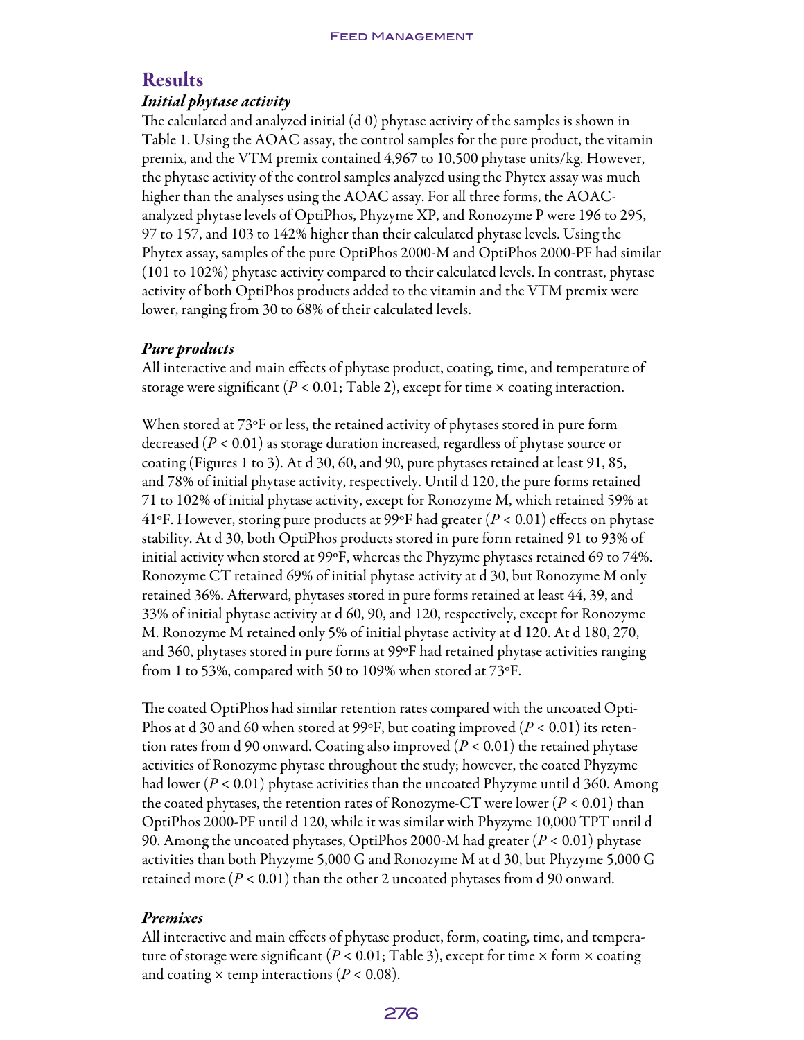## Results

### *Initial phytase activity*

The calculated and analyzed initial (d 0) phytase activity of the samples is shown in Table 1. Using the AOAC assay, the control samples for the pure product, the vitamin premix, and the VTM premix contained 4,967 to 10,500 phytase units/kg. However, the phytase activity of the control samples analyzed using the Phytex assay was much higher than the analyses using the AOAC assay. For all three forms, the AOAC-analyzed phytase levels of OptiPhos, Phyzyme XP, and Ronozyme P were 196 to 295, 97 to 157, and 103 to 142% higher than their calculated phytase levels. Using the Phytex assay, samples of the pure OptiPhos 2000-M and OptiPhos 2000-PF had similar (101 to 102%) phytase activity compared to their calculated levels. In contrast, phytase activity of both OptiPhos products added to the vitamin and the VTM premix were lower, ranging from 30 to 68% of their calculated levels.

### *Pure products*

All interactive and main effects of phytase product, coating, time, and temperature of storage were significant ($P < 0.01$; Table 2), except for time × coating interaction.

When stored at 73°F or less, the retained activity of phytases stored in pure form decreased ($P < 0.01$) as storage duration increased, regardless of phytase source or coating (Figures 1 to 3). At d 30, 60, and 90, pure phytases retained at least 91, 85, and 78% of initial phytase activity, respectively. Until d 120, the pure forms retained 71 to 102% of initial phytase activity, except for Ronozyme M, which retained 59% at 41°F. However, storing pure products at 99°F had greater ($P < 0.01$) effects on phytase stability. At d 30, both OptiPhos products stored in pure form retained 91 to 93% of initial activity when stored at 99°F, whereas the Phyzyme phytases retained 69 to 74%. Ronozyme CT retained 69% of initial phytase activity at d 30, but Ronozyme M only retained 36%. Afterward, phytases stored in pure forms retained at least 44, 39, and 33% of initial phytase activity at d 60, 90, and 120, respectively, except for Ronozyme M. Ronozyme M retained only 5% of initial phytase activity at d 120. At d 180, 270, and 360, phytases stored in pure forms at 99°F had retained phytase activities ranging from 1 to 53%, compared with 50 to 109% when stored at 73°F.

The coated OptiPhos had similar retention rates compared with the uncoated OptiPhos at d 30 and 60 when stored at 99°F, but coating improved ($P < 0.01$) its retention rates from d 90 onward. Coating also improved ($P < 0.01$) the retained phytase activities of Ronozyme phytase throughout the study; however, the coated Phyzyme had lower ($P < 0.01$) phytase activities than the uncoated Phyzyme until d 360. Among the coated phytases, the retention rates of Ronozyme-CT were lower ($P < 0.01$) than OptiPhos 2000-PF until d 120, while it was similar with Phyzyme 10,000 TPT until d 90. Among the uncoated phytases, OptiPhos 2000-M had greater ($P < 0.01$) phytase activities than both Phyzyme 5,000 G and Ronozyme M at d 30, but Phyzyme 5,000 G retained more ($P < 0.01$) than the other 2 uncoated phytases from d 90 onward.

### *Premixes*

All interactive and main effects of phytase product, form, coating, time, and temperature of storage were significant ($P < 0.01$; Table 3), except for time × form × coating and coating × temp interactions ($P < 0.08$).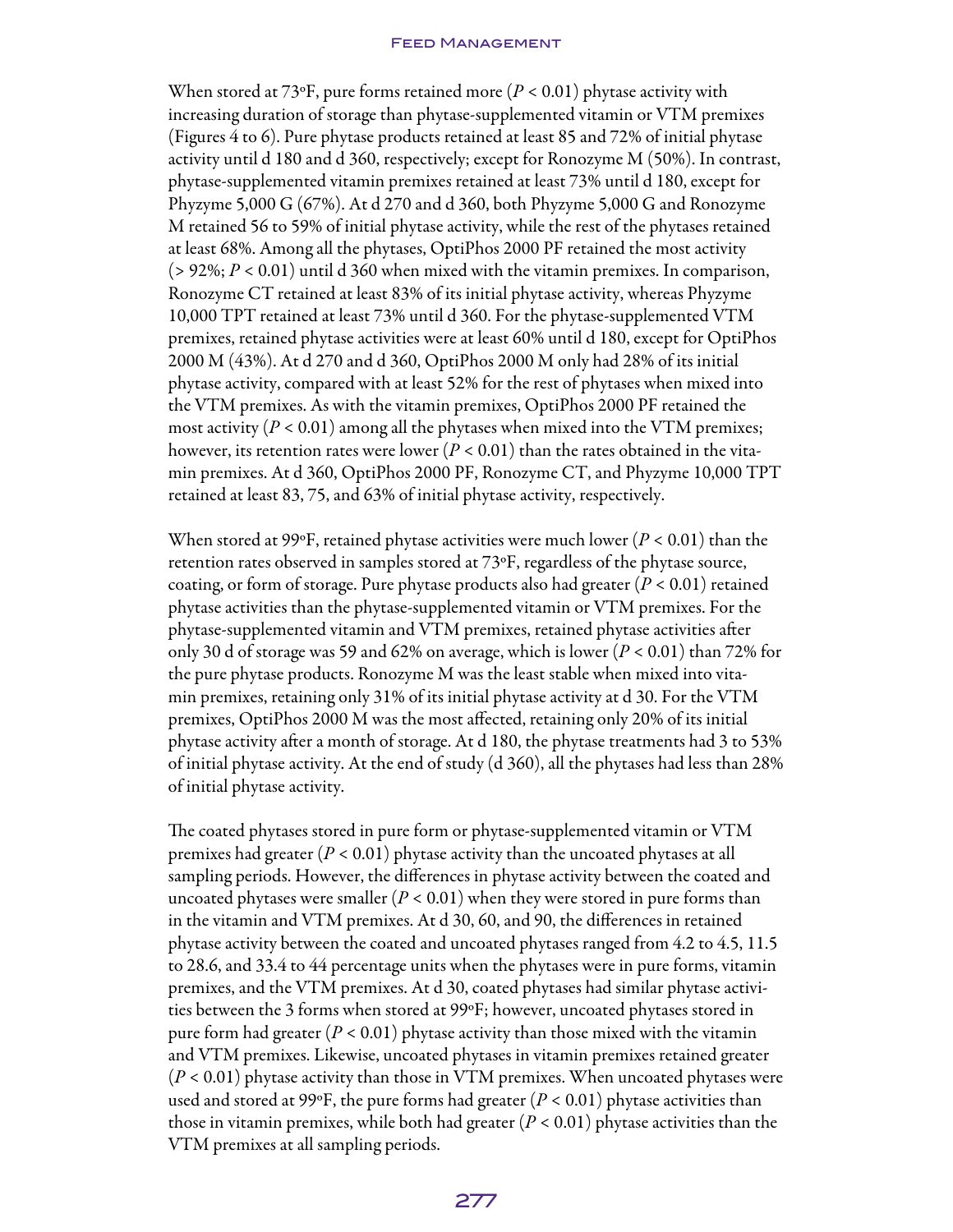When stored at 73°F, pure forms retained more ($P < 0.01$) phytase activity with increasing duration of storage than phytase-supplemented vitamin or VTM premixes (Figures 4 to 6). Pure phytase products retained at least 85 and 72% of initial phytase activity until d 180 and d 360, respectively; except for Ronozyme M (50%). In contrast, phytase-supplemented vitamin premixes retained at least 73% until d 180, except for Phyzyme 5,000 G (67%). At d 270 and d 360, both Phyzyme 5,000 G and Ronozyme M retained 56 to 59% of initial phytase activity, while the rest of the phytases retained at least 68%. Among all the phytases, OptiPhos 2000 PF retained the most activity (> 92%; $P < 0.01$) until d 360 when mixed with the vitamin premixes. In comparison, Ronozyme CT retained at least 83% of its initial phytase activity, whereas Phyzyme 10,000 TPT retained at least 73% until d 360. For the phytase-supplemented VTM premixes, retained phytase activities were at least 60% until d 180, except for OptiPhos 2000 M (43%). At d 270 and d 360, OptiPhos 2000 M only had 28% of its initial phytase activity, compared with at least 52% for the rest of phytases when mixed into the VTM premixes. As with the vitamin premixes, OptiPhos 2000 PF retained the most activity ($P < 0.01$) among all the phytases when mixed into the VTM premixes; however, its retention rates were lower ($P < 0.01$) than the rates obtained in the vitamin premixes. At d 360, OptiPhos 2000 PF, Ronozyme CT, and Phyzyme 10,000 TPT retained at least 83, 75, and 63% of initial phytase activity, respectively.

When stored at 99°F, retained phytase activities were much lower ($P < 0.01$) than the retention rates observed in samples stored at 73°F, regardless of the phytase source, coating, or form of storage. Pure phytase products also had greater ($P < 0.01$) retained phytase activities than the phytase-supplemented vitamin or VTM premixes. For the phytase-supplemented vitamin and VTM premixes, retained phytase activities after only 30 d of storage was 59 and 62% on average, which is lower ($P < 0.01$) than 72% for the pure phytase products. Ronozyme M was the least stable when mixed into vitamin premixes, retaining only 31% of its initial phytase activity at d 30. For the VTM premixes, OptiPhos 2000 M was the most affected, retaining only 20% of its initial phytase activity after a month of storage. At d 180, the phytase treatments had 3 to 53% of initial phytase activity. At the end of study (d 360), all the phytases had less than 28% of initial phytase activity.

The coated phytases stored in pure form or phytase-supplemented vitamin or VTM premixes had greater ($P < 0.01$) phytase activity than the uncoated phytases at all sampling periods. However, the differences in phytase activity between the coated and uncoated phytases were smaller ($P < 0.01$) when they were stored in pure forms than in the vitamin and VTM premixes. At d 30, 60, and 90, the differences in retained phytase activity between the coated and uncoated phytases ranged from 4.2 to 4.5, 11.5 to 28.6, and 33.4 to 44 percentage units when the phytases were in pure forms, vitamin premixes, and the VTM premixes. At d 30, coated phytases had similar phytase activities between the 3 forms when stored at 99°F; however, uncoated phytases stored in pure form had greater ($P < 0.01$) phytase activity than those mixed with the vitamin and VTM premixes. Likewise, uncoated phytases in vitamin premixes retained greater ($P < 0.01$) phytase activity than those in VTM premixes. When uncoated phytases were used and stored at 99°F, the pure forms had greater ($P < 0.01$) phytase activities than those in vitamin premixes, while both had greater ($P < 0.01$) phytase activities than the VTM premixes at all sampling periods.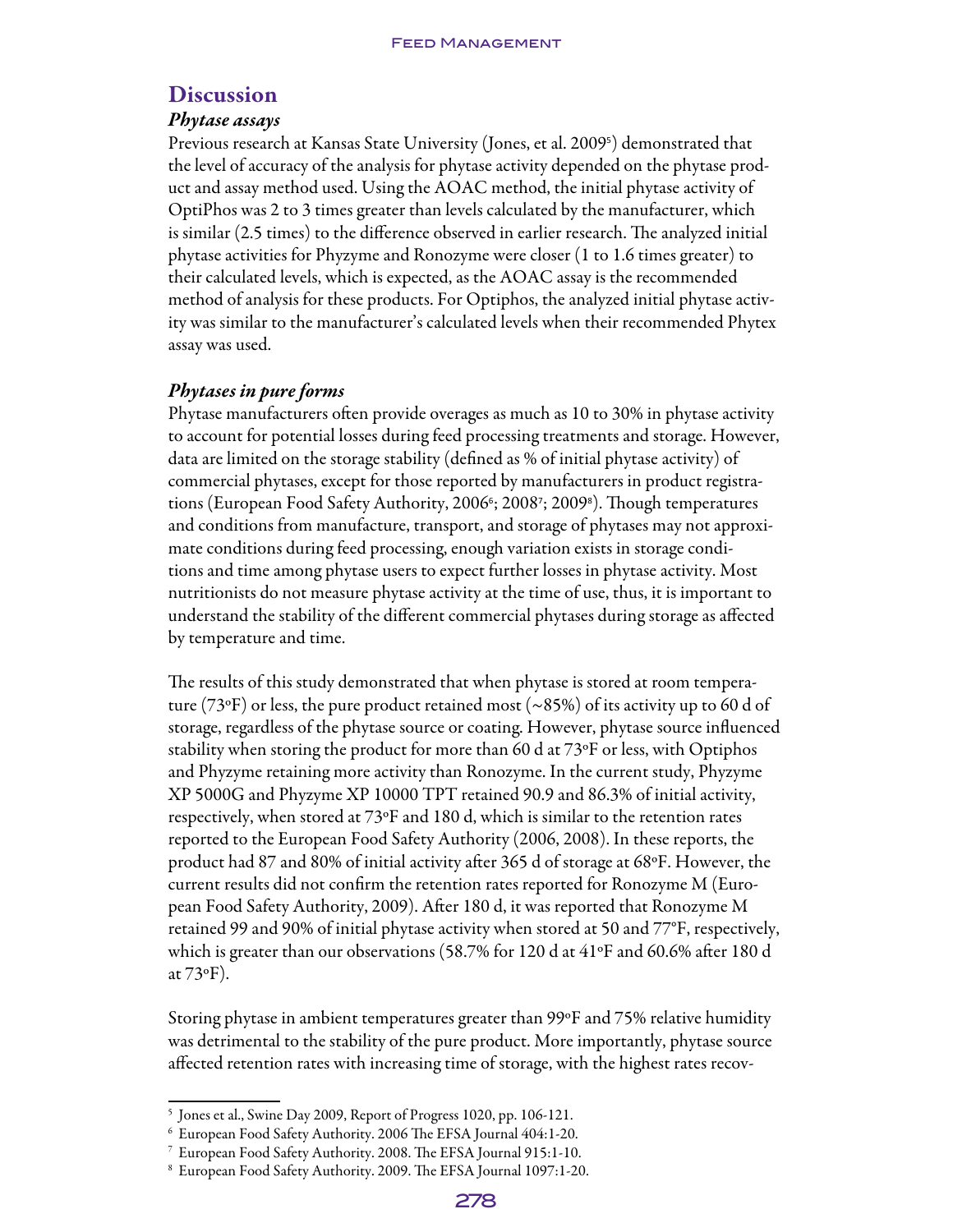## Discussion

### *Phytase assays*

Previous research at Kansas State University (Jones, et al. 2009[5]) demonstrated that the level of accuracy of the analysis for phytase activity depended on the phytase product and assay method used. Using the AOAC method, the initial phytase activity of OptiPhos was 2 to 3 times greater than levels calculated by the manufacturer, which is similar (2.5 times) to the difference observed in earlier research. The analyzed initial phytase activities for Phyzyme and Ronozyme were closer (1 to 1.6 times greater) to their calculated levels, which is expected, as the AOAC assay is the recommended method of analysis for these products. For Optiphos, the analyzed initial phytase activity was similar to the manufacturer's calculated levels when their recommended Phytex assay was used.

### *Phytases in pure forms*

Phytase manufacturers often provide overages as much as 10 to 30% in phytase activity to account for potential losses during feed processing treatments and storage. However, data are limited on the storage stability (defined as % of initial phytase activity) of commercial phytases, except for those reported by manufacturers in product registrations (European Food Safety Authority, 2006[6]; 2008[7]; 2009[8]). Though temperatures and conditions from manufacture, transport, and storage of phytases may not approximate conditions during feed processing, enough variation exists in storage conditions and time among phytase users to expect further losses in phytase activity. Most nutritionists do not measure phytase activity at the time of use, thus, it is important to understand the stability of the different commercial phytases during storage as affected by temperature and time.

The results of this study demonstrated that when phytase is stored at room temperature (73°F) or less, the pure product retained most (~85%) of its activity up to 60 d of storage, regardless of the phytase source or coating. However, phytase source influenced stability when storing the product for more than 60 d at 73°F or less, with Optiphos and Phyzyme retaining more activity than Ronozyme. In the current study, Phyzyme XP 5000G and Phyzyme XP 10000 TPT retained 90.9 and 86.3% of initial activity, respectively, when stored at 73°F and 180 d, which is similar to the retention rates reported to the European Food Safety Authority (2006, 2008). In these reports, the product had 87 and 80% of initial activity after 365 d of storage at 68°F. However, the current results did not confirm the retention rates reported for Ronozyme M (European Food Safety Authority, 2009). After 180 d, it was reported that Ronozyme M retained 99 and 90% of initial phytase activity when stored at 50 and 77°F, respectively, which is greater than our observations (58.7% for 120 d at 41°F and 60.6% after 180 d at 73°F).

Storing phytase in ambient temperatures greater than 99°F and 75% relative humidity was detrimental to the stability of the pure product. More importantly, phytase source affected retention rates with increasing time of storage, with the highest rates recov-

---

[5] Jones et al., Swine Day 2009, Report of Progress 1020, pp. 106-121.

[6] European Food Safety Authority. 2006 The EFSA Journal 404:1-20.

[7] European Food Safety Authority. 2008. The EFSA Journal 915:1-10.

[8] European Food Safety Authority. 2009. The EFSA Journal 1097:1-20.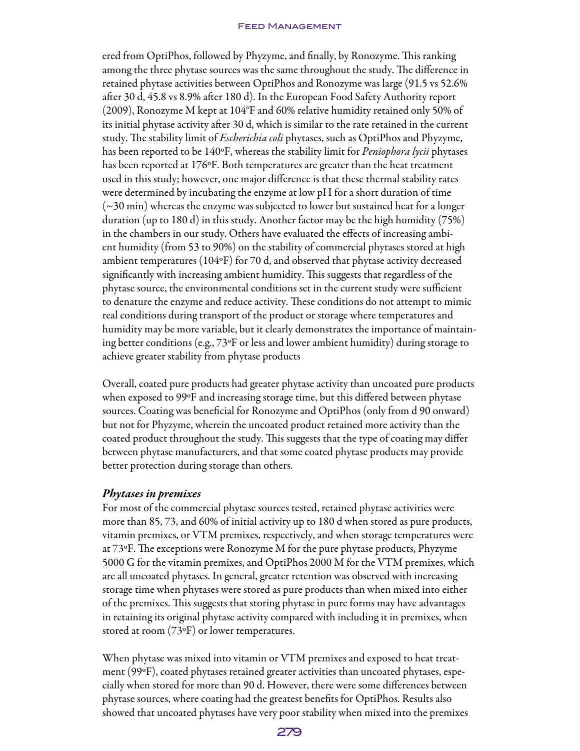ered from OptiPhos, followed by Phyzyme, and finally, by Ronozyme. This ranking among the three phytase sources was the same throughout the study. The difference in retained phytase activities between OptiPhos and Ronozyme was large (91.5 vs 52.6% after 30 d, 45.8 vs 8.9% after 180 d). In the European Food Safety Authority report (2009), Ronozyme M kept at 104°F and 60% relative humidity retained only 50% of its initial phytase activity after 30 d, which is similar to the rate retained in the current study. The stability limit of *Escherichia coli* phytases, such as OptiPhos and Phyzyme, has been reported to be 140°F, whereas the stability limit for *Peniophora lycii* phytases has been reported at 176°F. Both temperatures are greater than the heat treatment used in this study; however, one major difference is that these thermal stability rates were determined by incubating the enzyme at low pH for a short duration of time (~30 min) whereas the enzyme was subjected to lower but sustained heat for a longer duration (up to 180 d) in this study. Another factor may be the high humidity (75%) in the chambers in our study. Others have evaluated the effects of increasing ambient humidity (from 53 to 90%) on the stability of commercial phytases stored at high ambient temperatures (104°F) for 70 d, and observed that phytase activity decreased significantly with increasing ambient humidity. This suggests that regardless of the phytase source, the environmental conditions set in the current study were sufficient to denature the enzyme and reduce activity. These conditions do not attempt to mimic real conditions during transport of the product or storage where temperatures and humidity may be more variable, but it clearly demonstrates the importance of maintaining better conditions (e.g., 73°F or less and lower ambient humidity) during storage to achieve greater stability from phytase products

Overall, coated pure products had greater phytase activity than uncoated pure products when exposed to 99°F and increasing storage time, but this differed between phytase sources. Coating was beneficial for Ronozyme and OptiPhos (only from d 90 onward) but not for Phyzyme, wherein the uncoated product retained more activity than the coated product throughout the study. This suggests that the type of coating may differ between phytase manufacturers, and that some coated phytase products may provide better protection during storage than others.

### *Phytases in premixes*

For most of the commercial phytase sources tested, retained phytase activities were more than 85, 73, and 60% of initial activity up to 180 d when stored as pure products, vitamin premixes, or VTM premixes, respectively, and when storage temperatures were at 73°F. The exceptions were Ronozyme M for the pure phytase products, Phyzyme 5000 G for the vitamin premixes, and OptiPhos 2000 M for the VTM premixes, which are all uncoated phytases. In general, greater retention was observed with increasing storage time when phytases were stored as pure products than when mixed into either of the premixes. This suggests that storing phytase in pure forms may have advantages in retaining its original phytase activity compared with including it in premixes, when stored at room (73°F) or lower temperatures.

When phytase was mixed into vitamin or VTM premixes and exposed to heat treatment (99°F), coated phytases retained greater activities than uncoated phytases, especially when stored for more than 90 d. However, there were some differences between phytase sources, where coating had the greatest benefits for OptiPhos. Results also showed that uncoated phytases have very poor stability when mixed into the premixes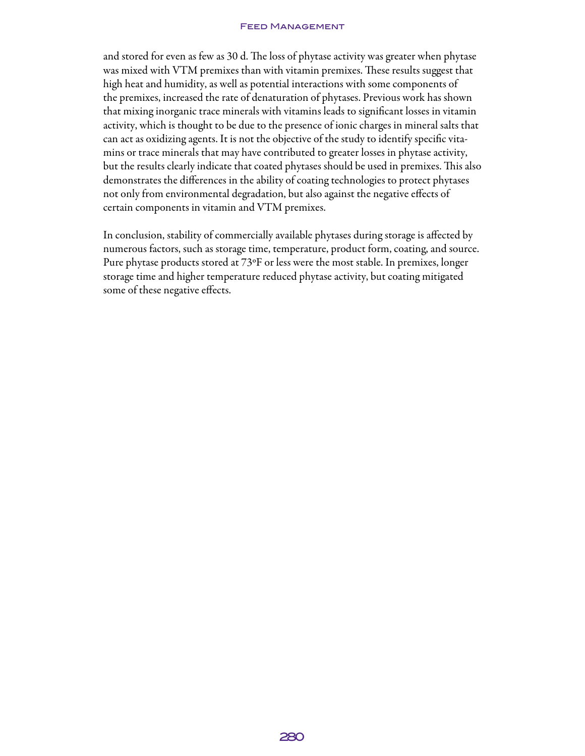and stored for even as few as 30 d. The loss of phytase activity was greater when phytase was mixed with VTM premixes than with vitamin premixes. These results suggest that high heat and humidity, as well as potential interactions with some components of the premixes, increased the rate of denaturation of phytases. Previous work has shown that mixing inorganic trace minerals with vitamins leads to significant losses in vitamin activity, which is thought to be due to the presence of ionic charges in mineral salts that can act as oxidizing agents. It is not the objective of the study to identify specific vitamins or trace minerals that may have contributed to greater losses in phytase activity, but the results clearly indicate that coated phytases should be used in premixes. This also demonstrates the differences in the ability of coating technologies to protect phytases not only from environmental degradation, but also against the negative effects of certain components in vitamin and VTM premixes.

In conclusion, stability of commercially available phytases during storage is affected by numerous factors, such as storage time, temperature, product form, coating, and source. Pure phytase products stored at 73°F or less were the most stable. In premixes, longer storage time and higher temperature reduced phytase activity, but coating mitigated some of these negative effects.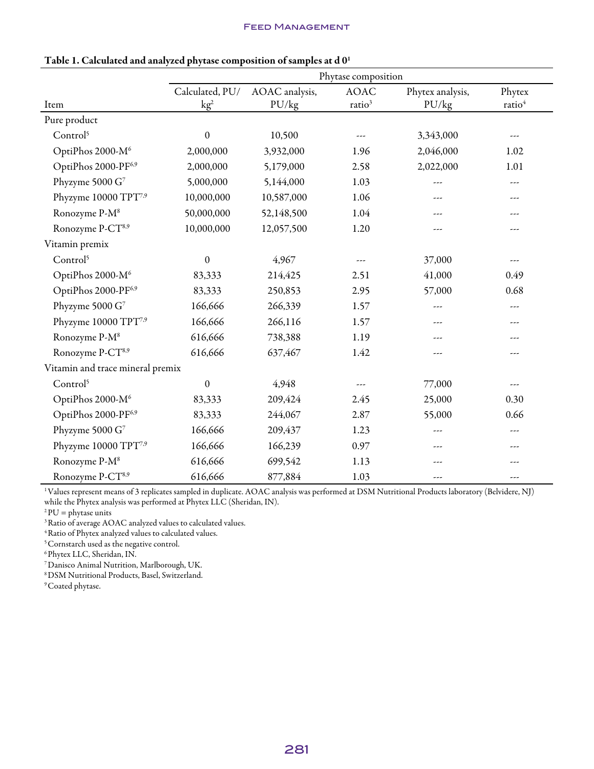**Table 1. Calculated and analyzed phytase composition of samples at d 0[1]**

| Item | Phytase composition | | | | |
|---|---|---|---|---|---|
| | Calculated, PU/kg[2] | AOAC analysis, PU/kg | AOAC ratio[3] | Phytex analysis, PU/kg | Phytex ratio[4] |
| Pure product | | | | | |
| Control[5] | 0 | 10,500 | --- | 3,343,000 | --- |
| OptiPhos 2000-M[6] | 2,000,000 | 3,932,000 | 1.96 | 2,046,000 | 1.02 |
| OptiPhos 2000-PF[6,9] | 2,000,000 | 5,179,000 | 2.58 | 2,022,000 | 1.01 |
| Phyzyme 5000 G[7] | 5,000,000 | 5,144,000 | 1.03 | --- | --- |
| Phyzyme 10000 TPT[7,9] | 10,000,000 | 10,587,000 | 1.06 | --- | --- |
| Ronozyme P-M[8] | 50,000,000 | 52,148,500 | 1.04 | --- | --- |
| Ronozyme P-CT[8,9] | 10,000,000 | 12,057,500 | 1.20 | --- | --- |
| Vitamin premix | | | | | |
| Control[5] | 0 | 4,967 | --- | 37,000 | --- |
| OptiPhos 2000-M[6] | 83,333 | 214,425 | 2.51 | 41,000 | 0.49 |
| OptiPhos 2000-PF[6,9] | 83,333 | 250,853 | 2.95 | 57,000 | 0.68 |
| Phyzyme 5000 G[7] | 166,666 | 266,339 | 1.57 | --- | --- |
| Phyzyme 10000 TPT[7,9] | 166,666 | 266,116 | 1.57 | --- | --- |
| Ronozyme P-M[8] | 616,666 | 738,388 | 1.19 | --- | --- |
| Ronozyme P-CT[8,9] | 616,666 | 637,467 | 1.42 | --- | --- |
| Vitamin and trace mineral premix | | | | | |
| Control[5] | 0 | 4,948 | --- | 77,000 | --- |
| OptiPhos 2000-M[6] | 83,333 | 209,424 | 2.45 | 25,000 | 0.30 |
| OptiPhos 2000-PF[6,9] | 83,333 | 244,067 | 2.87 | 55,000 | 0.66 |
| Phyzyme 5000 G[7] | 166,666 | 209,437 | 1.23 | --- | --- |
| Phyzyme 10000 TPT[7,9] | 166,666 | 166,239 | 0.97 | --- | --- |
| Ronozyme P-M[8] | 616,666 | 699,542 | 1.13 | --- | --- |
| Ronozyme P-CT[8,9] | 616,666 | 877,884 | 1.03 | --- | --- |

[1] Values represent means of 3 replicates sampled in duplicate. AOAC analysis was performed at DSM Nutritional Products laboratory (Belvidere, NJ) while the Phytex analysis was performed at Phytex LLC (Sheridan, IN).
[2] PU = phytase units
[3] Ratio of average AOAC analyzed values to calculated values.
[4] Ratio of Phytex analyzed values to calculated values.
[5] Cornstarch used as the negative control.
[6] Phytex LLC, Sheridan, IN.
[7] Danisco Animal Nutrition, Marlborough, UK.
[8] DSM Nutritional Products, Basel, Switzerland.
[9] Coated phytase.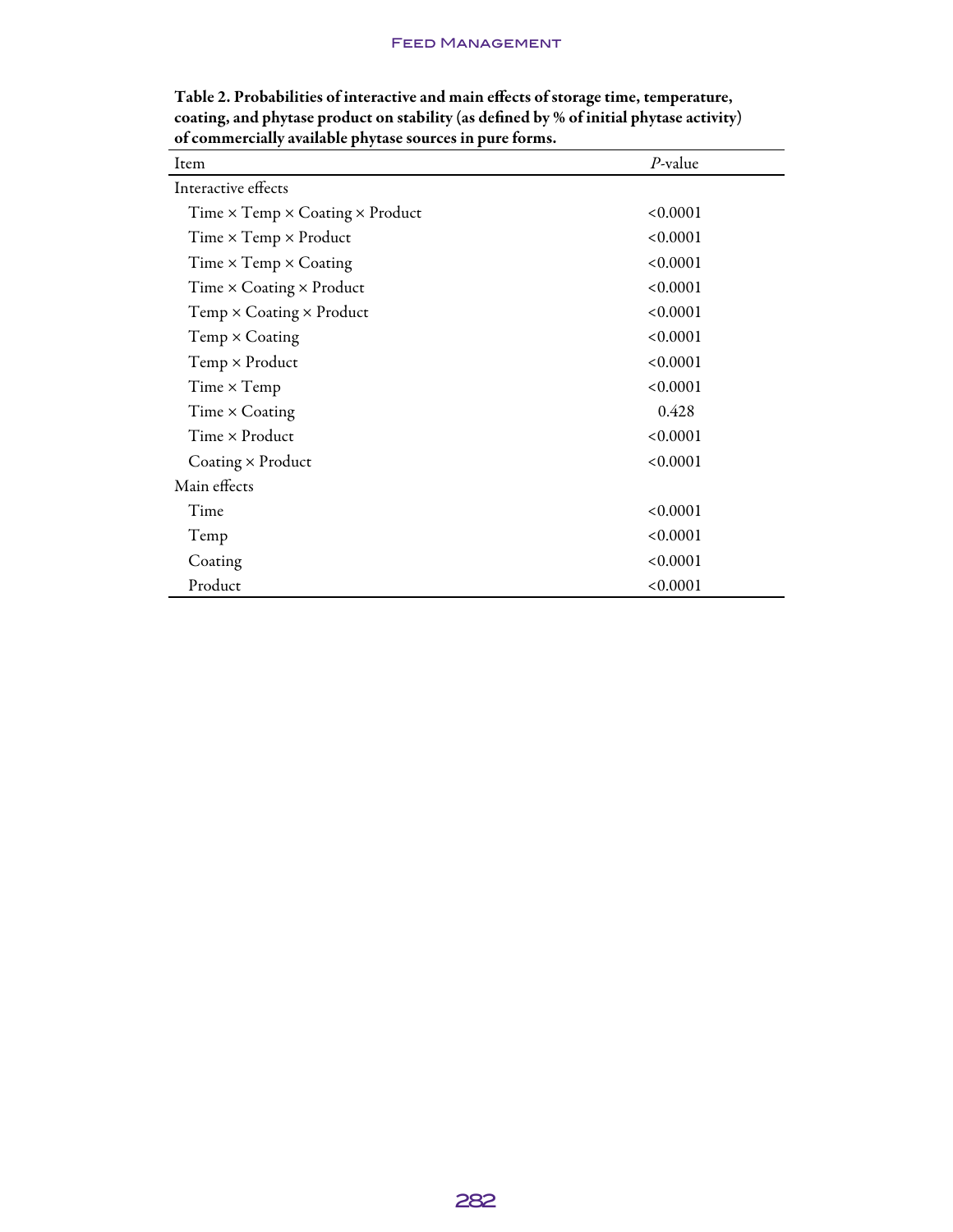**Table 2. Probabilities of interactive and main effects of storage time, temperature, coating, and phytase product on stability (as defined by % of initial phytase activity) of commercially available phytase sources in pure forms.**

| Item | *P*-value |
|---|---|
| Interactive effects | |
| Time × Temp × Coating × Product | <0.0001 |
| Time × Temp × Product | <0.0001 |
| Time × Temp × Coating | <0.0001 |
| Time × Coating × Product | <0.0001 |
| Temp × Coating × Product | <0.0001 |
| Temp × Coating | <0.0001 |
| Temp × Product | <0.0001 |
| Time × Temp | <0.0001 |
| Time × Coating | 0.428 |
| Time × Product | <0.0001 |
| Coating × Product | <0.0001 |
| Main effects | |
| Time | <0.0001 |
| Temp | <0.0001 |
| Coating | <0.0001 |
| Product | <0.0001 |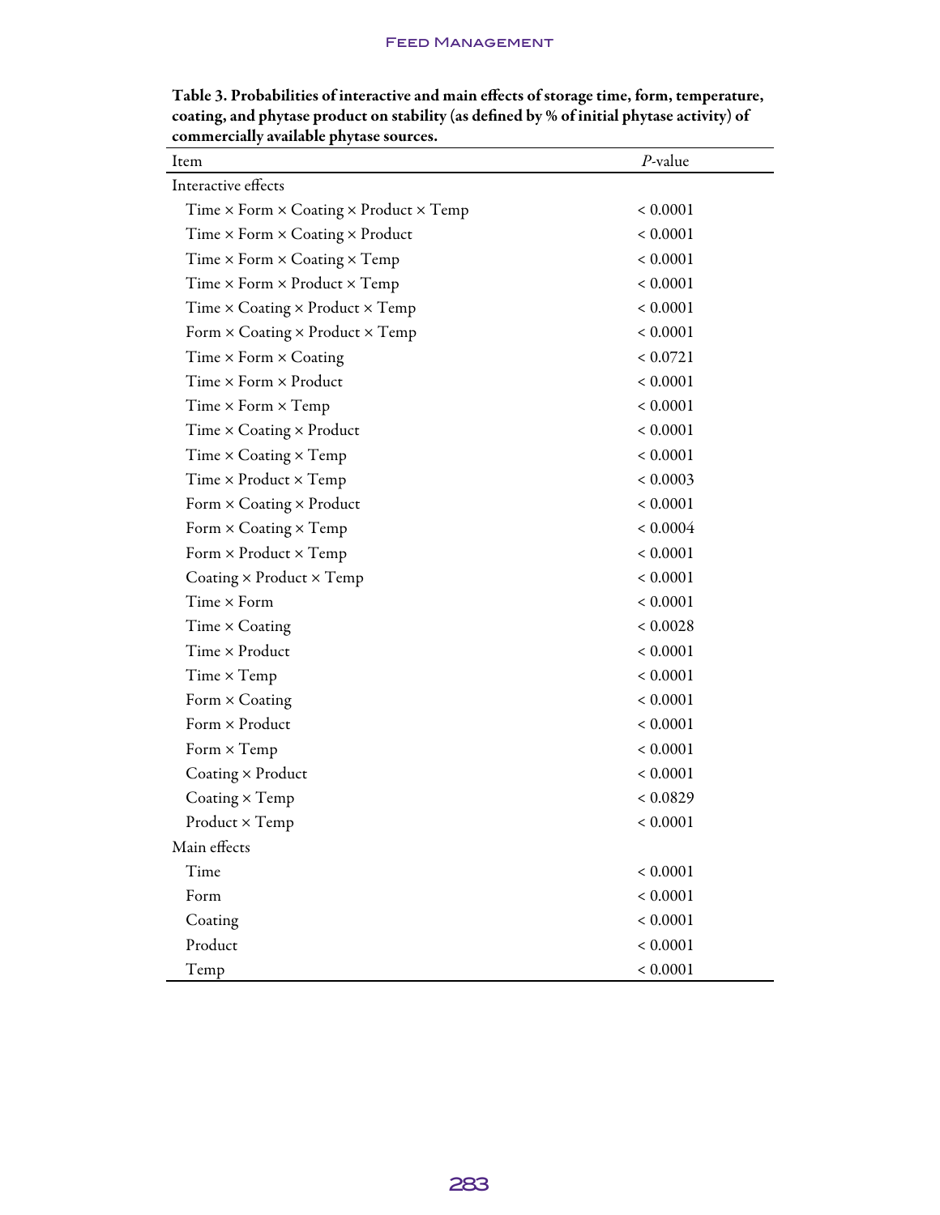**Table 3. Probabilities of interactive and main effects of storage time, form, temperature, coating, and phytase product on stability (as defined by % of initial phytase activity) of commercially available phytase sources.**

| Item | *P*-value |
|---|---|
| Interactive effects | |
| Time × Form × Coating × Product × Temp | < 0.0001 |
| Time × Form × Coating × Product | < 0.0001 |
| Time × Form × Coating × Temp | < 0.0001 |
| Time × Form × Product × Temp | < 0.0001 |
| Time × Coating × Product × Temp | < 0.0001 |
| Form × Coating × Product × Temp | < 0.0001 |
| Time × Form × Coating | < 0.0721 |
| Time × Form × Product | < 0.0001 |
| Time × Form × Temp | < 0.0001 |
| Time × Coating × Product | < 0.0001 |
| Time × Coating × Temp | < 0.0001 |
| Time × Product × Temp | < 0.0003 |
| Form × Coating × Product | < 0.0001 |
| Form × Coating × Temp | < 0.0004 |
| Form × Product × Temp | < 0.0001 |
| Coating × Product × Temp | < 0.0001 |
| Time × Form | < 0.0001 |
| Time × Coating | < 0.0028 |
| Time × Product | < 0.0001 |
| Time × Temp | < 0.0001 |
| Form × Coating | < 0.0001 |
| Form × Product | < 0.0001 |
| Form × Temp | < 0.0001 |
| Coating × Product | < 0.0001 |
| Coating × Temp | < 0.0829 |
| Product × Temp | < 0.0001 |
| Main effects | |
| Time | < 0.0001 |
| Form | < 0.0001 |
| Coating | < 0.0001 |
| Product | < 0.0001 |
| Temp | < 0.0001 |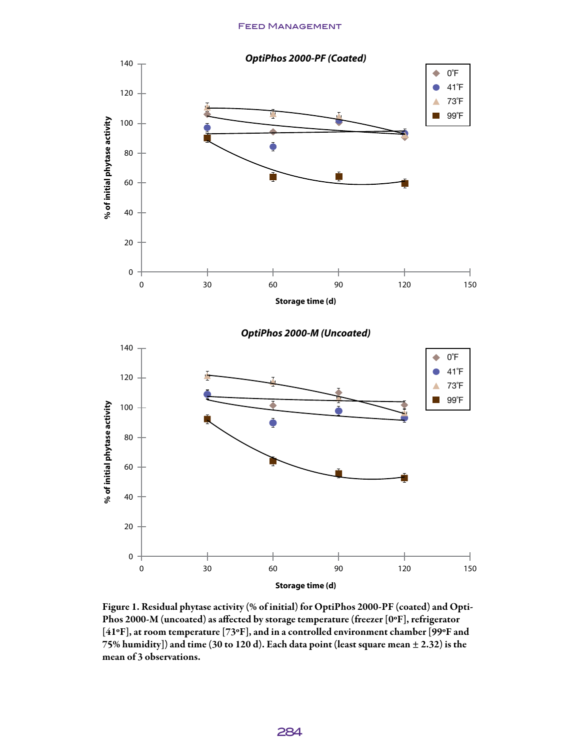**Figure 1. Residual phytase activity (% of initial) for OptiPhos 2000-PF (coated) and OptiPhos 2000-M (uncoated) as affected by storage temperature (freezer [0ºF], refrigerator [41ºF], at room temperature [73ºF], and in a controlled environment chamber [99ºF and 75% humidity]) and time (30 to 120 d). Each data point (least square mean ± 2.32) is the mean of 3 observations.**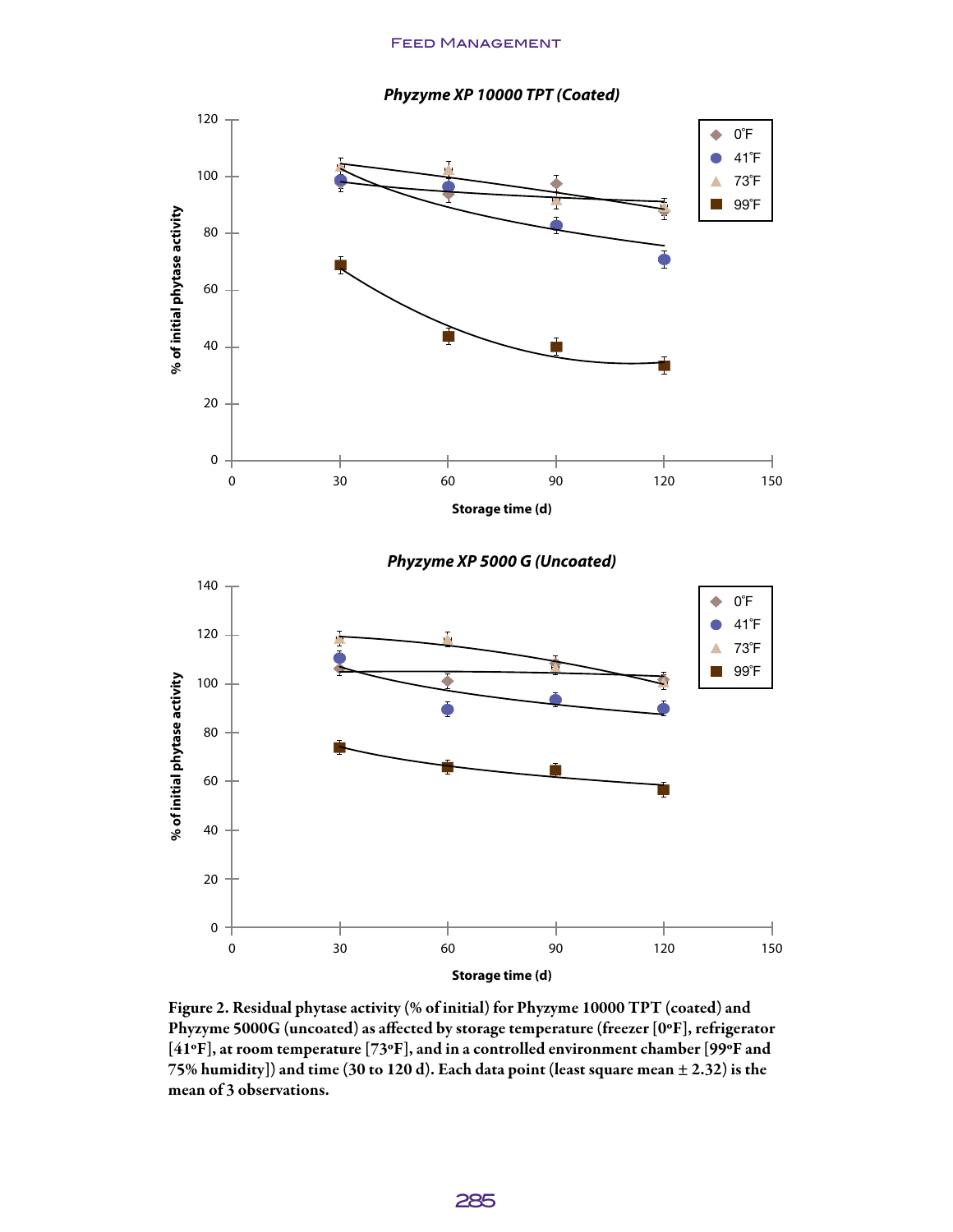**Phyzyme XP 10000 TPT (Coated)**

**Phyzyme XP 5000 G (Uncoated)**

**Figure 2. Residual phytase activity (% of initial) for Phyzyme 10000 TPT (coated) and Phyzyme 5000G (uncoated) as affected by storage temperature (freezer [0ºF], refrigerator [41ºF], at room temperature [73ºF], and in a controlled environment chamber [99ºF and 75% humidity]) and time (30 to 120 d). Each data point (least square mean ± 2.32) is the mean of 3 observations.**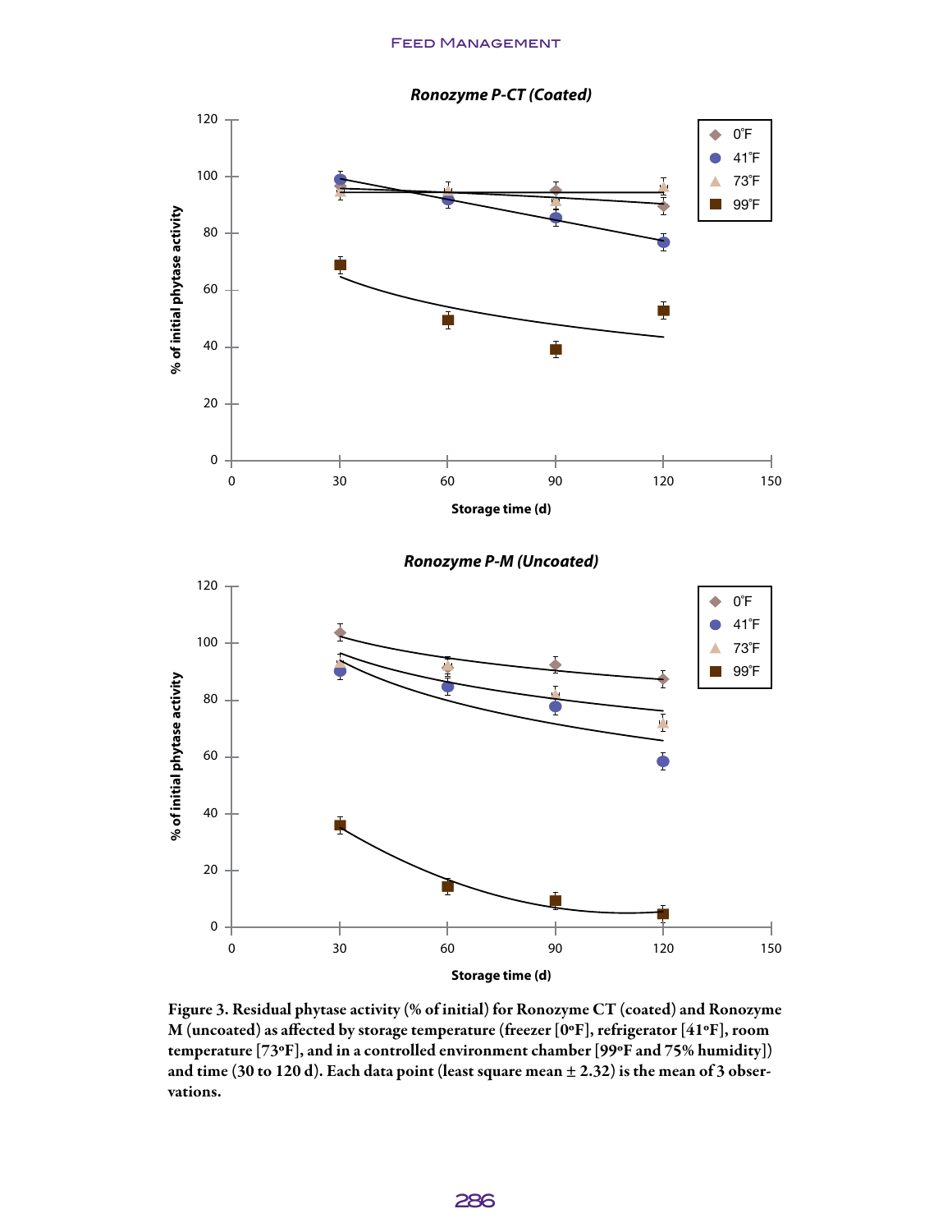Figure 3. Residual phytase activity (% of initial) for Ronozyme CT (coated) and Ronozyme M (uncoated) as affected by storage temperature (freezer [0ºF], refrigerator [41ºF], room temperature [73ºF], and in a controlled environment chamber [99ºF and 75% humidity]) and time (30 to 120 d). Each data point (least square mean ± 2.32) is the mean of 3 observations.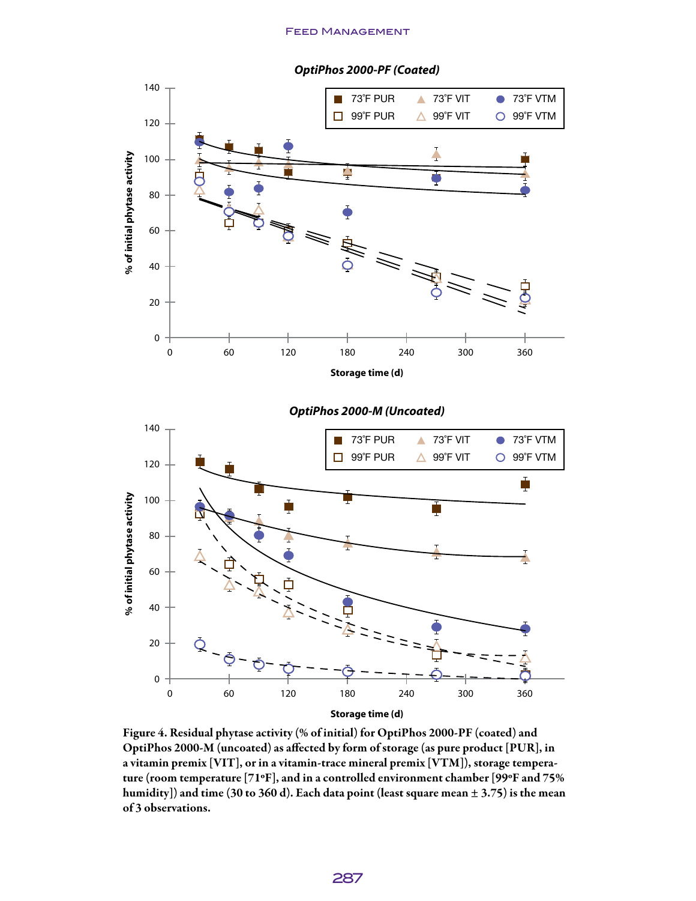**Figure 4. Residual phytase activity (% of initial) for OptiPhos 2000-PF (coated) and OptiPhos 2000-M (uncoated) as affected by form of storage (as pure product [PUR], in a vitamin premix [VIT], or in a vitamin-trace mineral premix [VTM]), storage temperature (room temperature [71ºF], and in a controlled environment chamber [99ºF and 75% humidity]) and time (30 to 360 d). Each data point (least square mean ± 3.75) is the mean of 3 observations.**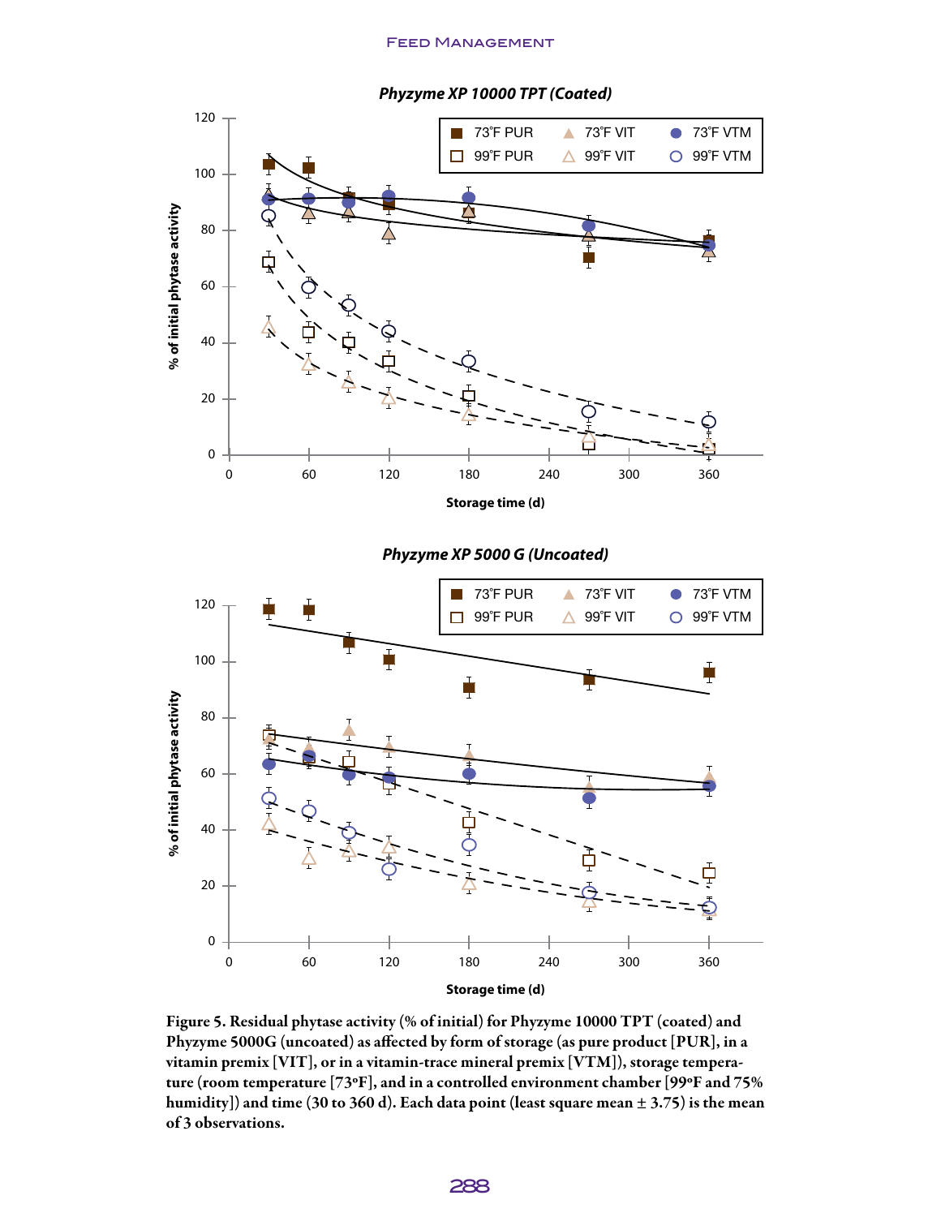Figure 5. Residual phytase activity (% of initial) for Phyzyme 10000 TPT (coated) and Phyzyme 5000G (uncoated) as affected by form of storage (as pure product [PUR], in a vitamin premix [VIT], or in a vitamin-trace mineral premix [VTM]), storage temperature (room temperature [73ºF], and in a controlled environment chamber [99ºF and 75% humidity]) and time (30 to 360 d). Each data point (least square mean ± 3.75) is the mean of 3 observations.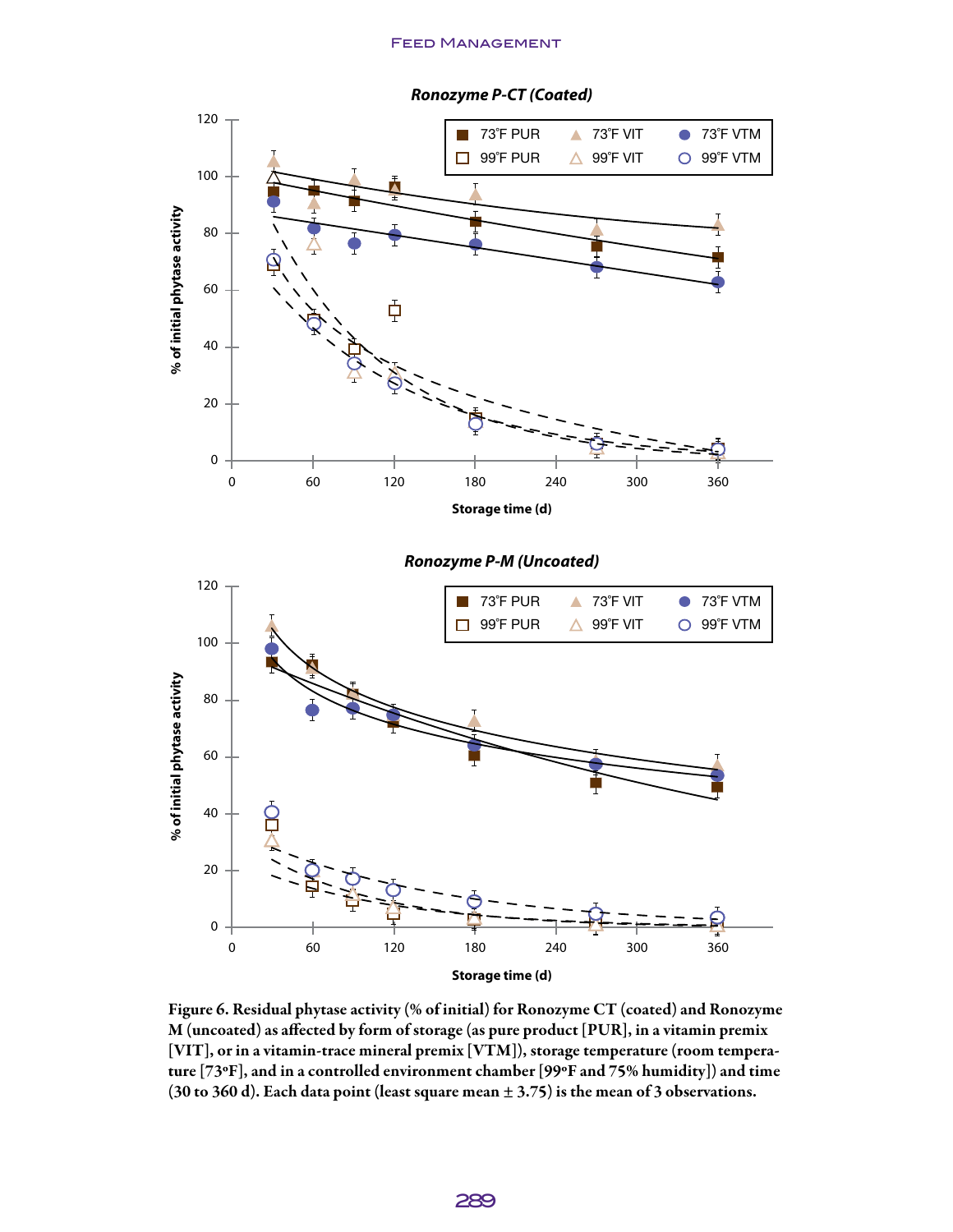Ronozyme P-CT (Coated)

120
100
80
60
40
20
0

% of initial phytase activity

0 60 120 180 240 300 360

Storage time (d)

73°F PUR
99°F PUR
73°F VIT
99°F VIT
73°F VTM
99°F VTM

Ronozyme P-M (Uncoated)

120
100
80
60
40
20
0

% of initial phytase activity

0 60 120 180 240 300 360

Storage time (d)

73°F PUR
99°F PUR
73°F VIT
99°F VIT
73°F VTM
99°F VTM

**Figure 6. Residual phytase activity (% of initial) for Ronozyme CT (coated) and Ronozyme M (uncoated) as affected by form of storage (as pure product [PUR], in a vitamin premix [VIT], or in a vitamin-trace mineral premix [VTM]), storage temperature (room temperature [73°F], and in a controlled environment chamber [99°F and 75% humidity]) and time (30 to 360 d). Each data point (least square mean ± 3.75) is the mean of 3 observations.**